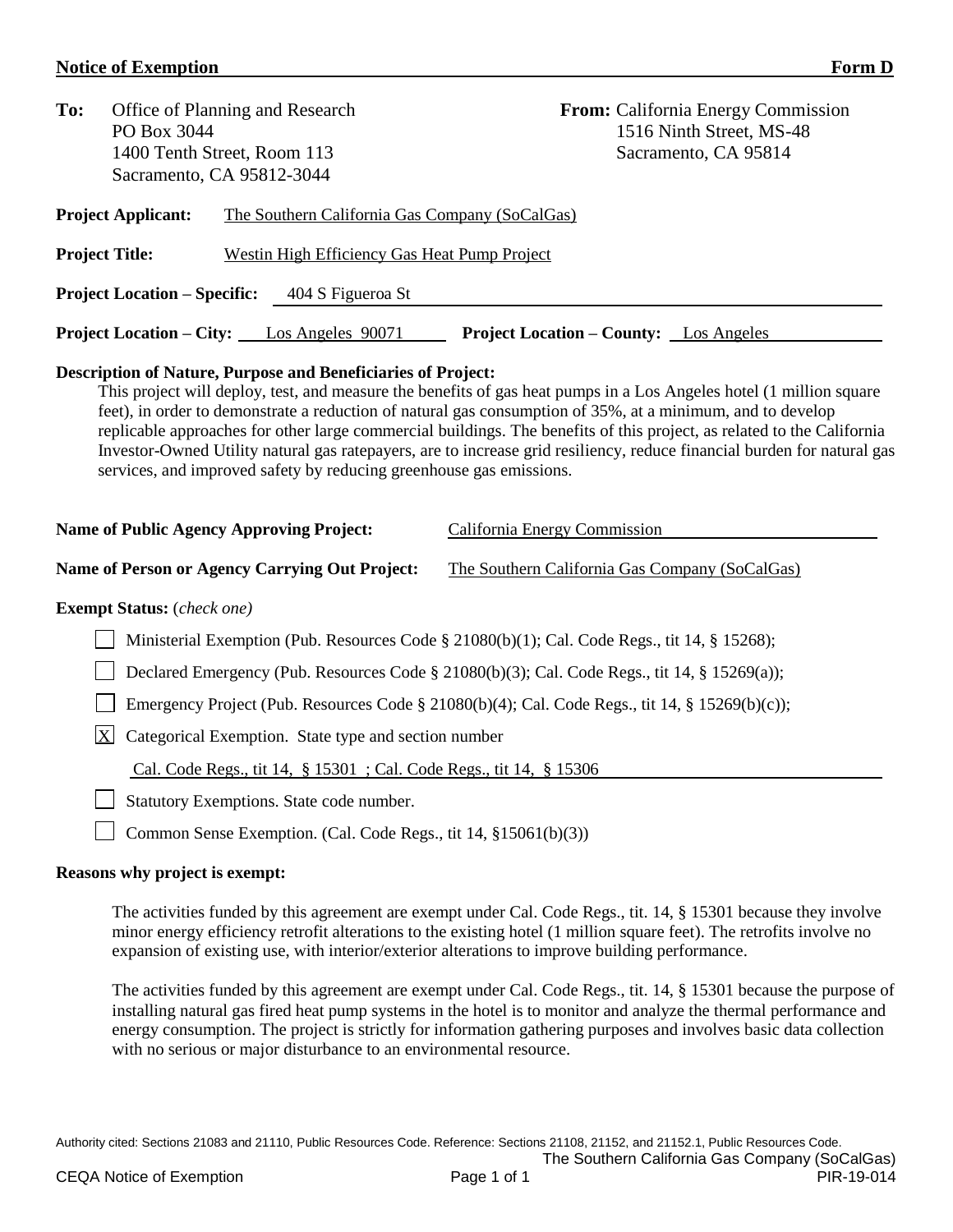**Notice of Exemption** **Form D**

**To:** Office of Planning and Research
PO Box 3044
1400 Tenth Street, Room 113
Sacramento, CA 95812-3044

**From:** California Energy Commission
1516 Ninth Street, MS-48
Sacramento, CA 95814

**Project Applicant:** The Southern California Gas Company (SoCalGas)

**Project Title:** Westin High Efficiency Gas Heat Pump Project

**Project Location – Specific:** 404 S Figueroa St

**Project Location – City:** Los Angeles 90071 **Project Location – County:** Los Angeles

**Description of Nature, Purpose and Beneficiaries of Project:**

This project will deploy, test, and measure the benefits of gas heat pumps in a Los Angeles hotel (1 million square feet), in order to demonstrate a reduction of natural gas consumption of 35%, at a minimum, and to develop replicable approaches for other large commercial buildings. The benefits of this project, as related to the California Investor-Owned Utility natural gas ratepayers, are to increase grid resiliency, reduce financial burden for natural gas services, and improved safety by reducing greenhouse gas emissions.

**Name of Public Agency Approving Project:** California Energy Commission

**Name of Person or Agency Carrying Out Project:** The Southern California Gas Company (SoCalGas)

**Exempt Status:** (*check one*)

- [ ] Ministerial Exemption (Pub. Resources Code § 21080(b)(1); Cal. Code Regs., tit 14, § 15268);
- [ ] Declared Emergency (Pub. Resources Code § 21080(b)(3); Cal. Code Regs., tit 14, § 15269(a));
- [ ] Emergency Project (Pub. Resources Code § 21080(b)(4); Cal. Code Regs., tit 14, § 15269(b)(c));
- [X] Categorical Exemption. State type and section number
  Cal. Code Regs., tit 14, § 15301 ; Cal. Code Regs., tit 14, § 15306
- [ ] Statutory Exemptions. State code number.
- [ ] Common Sense Exemption. (Cal. Code Regs., tit 14, §15061(b)(3))

**Reasons why project is exempt:**

The activities funded by this agreement are exempt under Cal. Code Regs., tit. 14, § 15301 because they involve minor energy efficiency retrofit alterations to the existing hotel (1 million square feet). The retrofits involve no expansion of existing use, with interior/exterior alterations to improve building performance.

The activities funded by this agreement are exempt under Cal. Code Regs., tit. 14, § 15301 because the purpose of installing natural gas fired heat pump systems in the hotel is to monitor and analyze the thermal performance and energy consumption. The project is strictly for information gathering purposes and involves basic data collection with no serious or major disturbance to an environmental resource.

Authority cited: Sections 21083 and 21110, Public Resources Code. Reference: Sections 21108, 21152, and 21152.1, Public Resources Code.

The Southern California Gas Company (SoCalGas)
PIR-19-014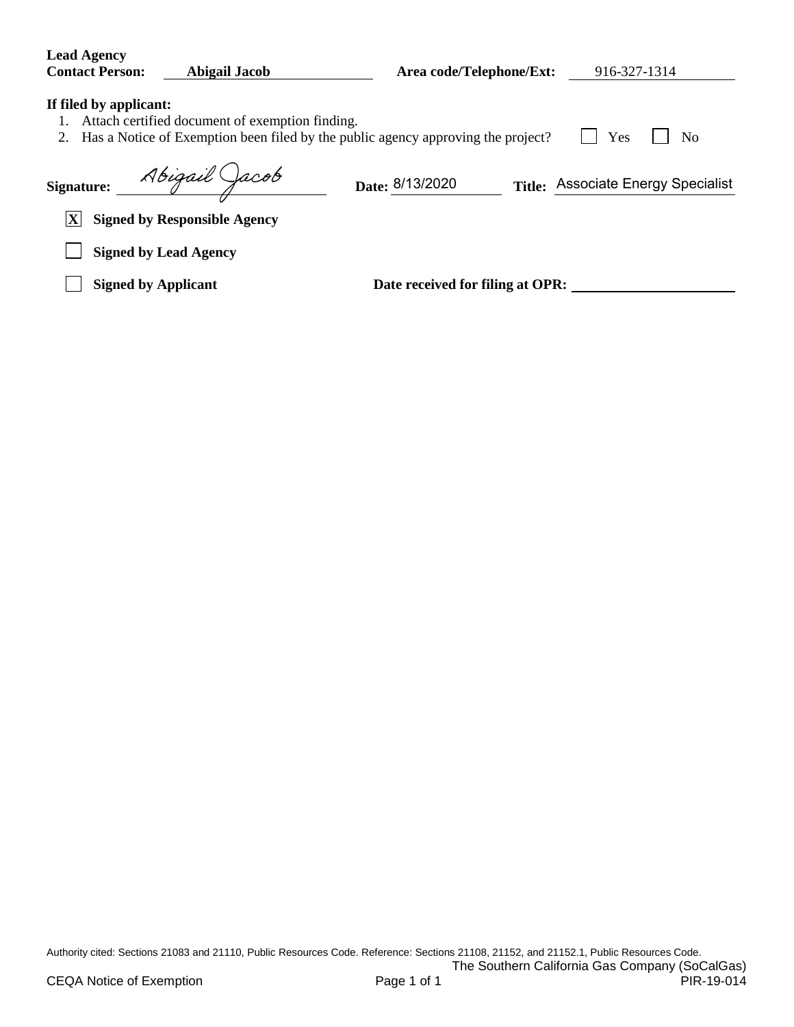**Lead Agency**
**Contact Person:** **Abigail Jacob** **Area code/Telephone/Ext:** 916-327-1314

**If filed by applicant:**

1. Attach certified document of exemption finding.
2. Has a Notice of Exemption been filed by the public agency approving the project? ☐ Yes ☐ No

**Signature:** Abigail Jacob **Date:** 8/13/2020 **Title:** Associate Energy Specialist

☒ **Signed by Responsible Agency**

☐ **Signed by Lead Agency**

☐ **Signed by Applicant** **Date received for filing at OPR:** ____________

Authority cited: Sections 21083 and 21110, Public Resources Code. Reference: Sections 21108, 21152, and 21152.1, Public Resources Code.

The Southern California Gas Company (SoCalGas)

CEQA Notice of Exemption

PIR-19-014